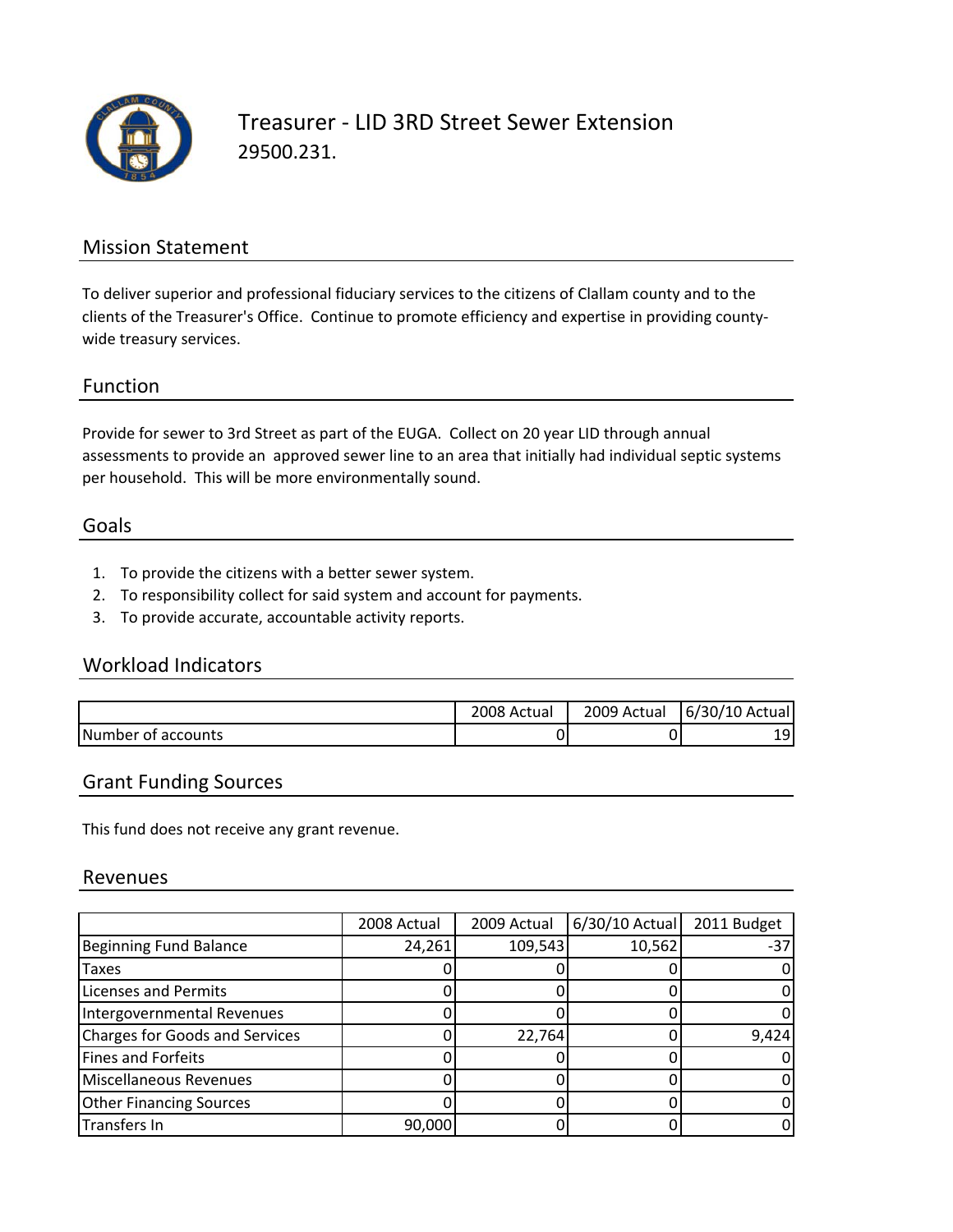# Treasurer - LID 3RD Street Sewer Extension

29500.231.

## Mission Statement

To deliver superior and professional fiduciary services to the citizens of Clallam county and to the clients of the Treasurer's Office. Continue to promote efficiency and expertise in providing county-wide treasury services.

## Function

Provide for sewer to 3rd Street as part of the EUGA. Collect on 20 year LID through annual assessments to provide an approved sewer line to an area that initially had individual septic systems per household. This will be more environmentally sound.

## Goals

1. To provide the citizens with a better sewer system.
2. To responsibility collect for said system and account for payments.
3. To provide accurate, accountable activity reports.

## Workload Indicators

| | 2008 Actual | 2009 Actual | 6/30/10 Actual |
|---|---|---|---|
| Number of accounts | 0 | 0 | 19 |

## Grant Funding Sources

This fund does not receive any grant revenue.

## Revenues

| | 2008 Actual | 2009 Actual | 6/30/10 Actual | 2011 Budget |
|---|---|---|---|---|
| Beginning Fund Balance | 24,261 | 109,543 | 10,562 | -37 |
| Taxes | 0 | 0 | 0 | 0 |
| Licenses and Permits | 0 | 0 | 0 | 0 |
| Intergovernmental Revenues | 0 | 0 | 0 | 0 |
| Charges for Goods and Services | 0 | 22,764 | 0 | 9,424 |
| Fines and Forfeits | 0 | 0 | 0 | 0 |
| Miscellaneous Revenues | 0 | 0 | 0 | 0 |
| Other Financing Sources | 0 | 0 | 0 | 0 |
| Transfers In | 90,000 | 0 | 0 | 0 |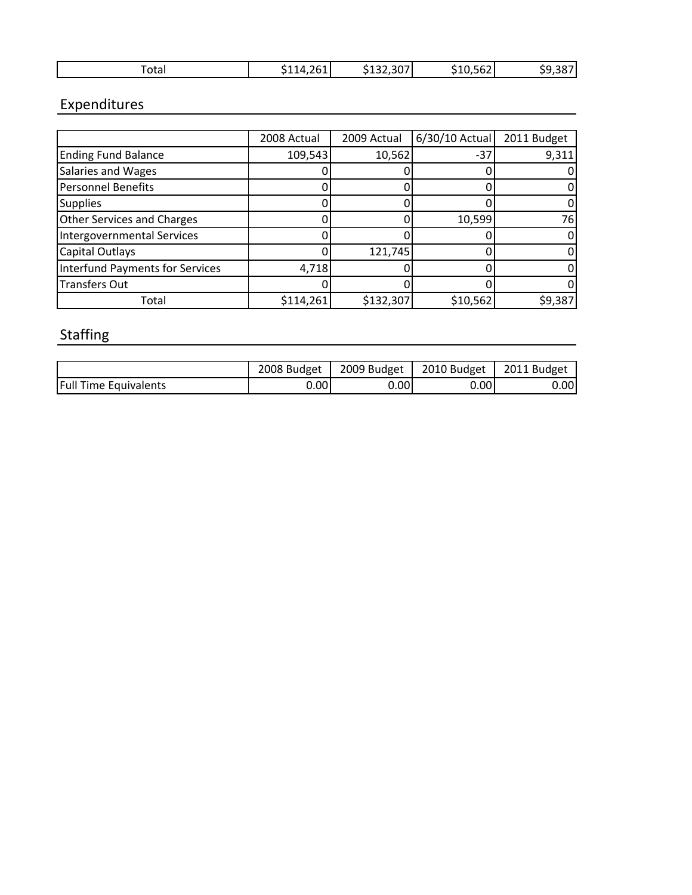| | | | | |
|---|---|---|---|---|
| Total | $114,261 | $132,307 | $10,562 | $9,387 |

## Expenditures

| | 2008 Actual | 2009 Actual | 6/30/10 Actual | 2011 Budget |
|---|---|---|---|---|
| Ending Fund Balance | 109,543 | 10,562 | -37 | 9,311 |
| Salaries and Wages | 0 | 0 | 0 | 0 |
| Personnel Benefits | 0 | 0 | 0 | 0 |
| Supplies | 0 | 0 | 0 | 0 |
| Other Services and Charges | 0 | 0 | 10,599 | 76 |
| Intergovernmental Services | 0 | 0 | 0 | 0 |
| Capital Outlays | 0 | 121,745 | 0 | 0 |
| Interfund Payments for Services | 4,718 | 0 | 0 | 0 |
| Transfers Out | 0 | 0 | 0 | 0 |
| Total | $114,261 | $132,307 | $10,562 | $9,387 |

## Staffing

| | 2008 Budget | 2009 Budget | 2010 Budget | 2011 Budget |
|---|---|---|---|---|
| Full Time Equivalents | 0.00 | 0.00 | 0.00 | 0.00 |